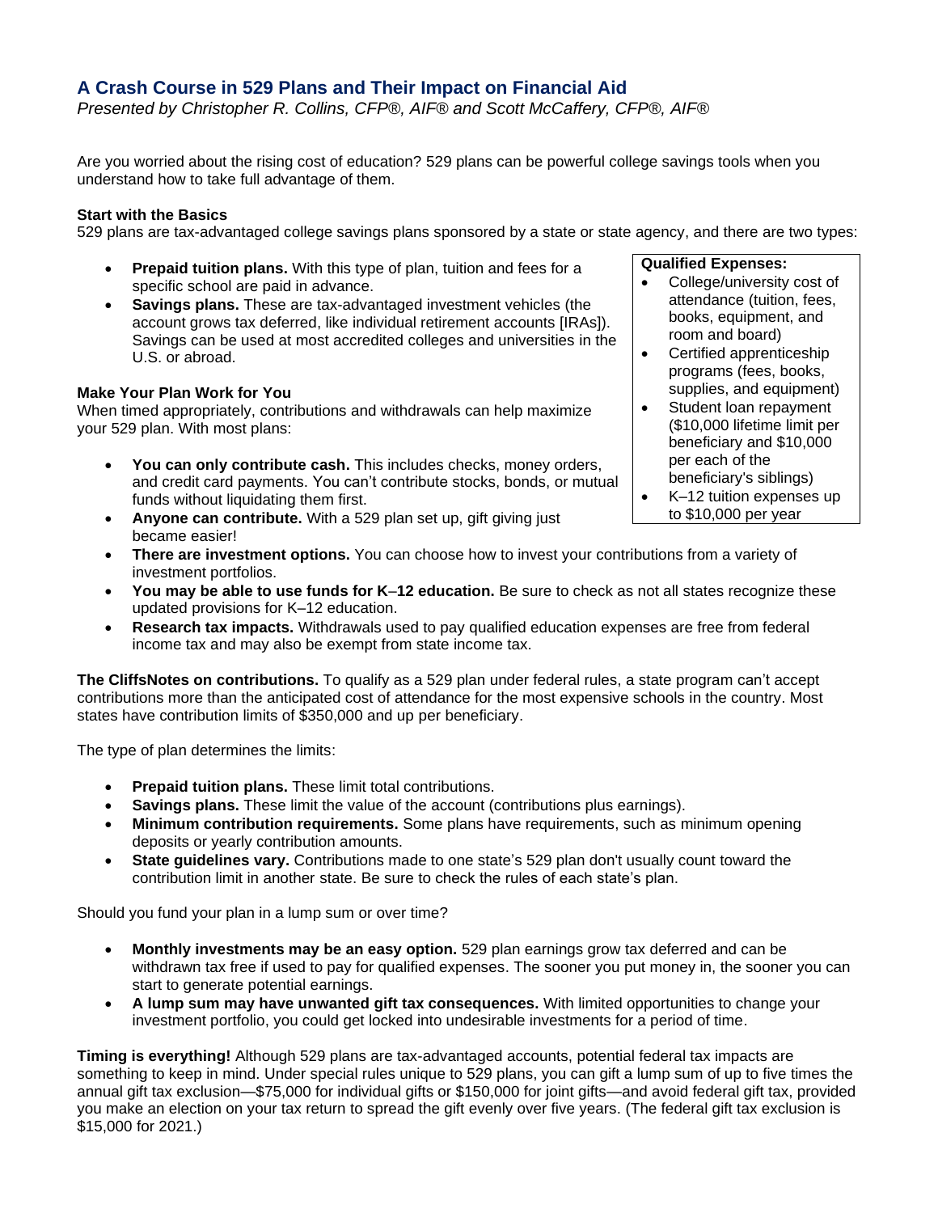# A Crash Course in 529 Plans and Their Impact on Financial Aid

*Presented by Christopher R. Collins, CFP®, AIF® and Scott McCaffery, CFP®, AIF®*

Are you worried about the rising cost of education? 529 plans can be powerful college savings tools when you understand how to take full advantage of them.

**Start with the Basics**

529 plans are tax-advantaged college savings plans sponsored by a state or state agency, and there are two types:

- **Prepaid tuition plans.** With this type of plan, tuition and fees for a specific school are paid in advance.
- **Savings plans.** These are tax-advantaged investment vehicles (the account grows tax deferred, like individual retirement accounts [IRAs]). Savings can be used at most accredited colleges and universities in the U.S. or abroad.

**Qualified Expenses:**

- College/university cost of attendance (tuition, fees, books, equipment, and room and board)
- Certified apprenticeship programs (fees, books, supplies, and equipment)
- Student loan repayment ($10,000 lifetime limit per beneficiary and $10,000 per each of the beneficiary's siblings)
- K–12 tuition expenses up to $10,000 per year

**Make Your Plan Work for You**

When timed appropriately, contributions and withdrawals can help maximize your 529 plan. With most plans:

- **You can only contribute cash.** This includes checks, money orders, and credit card payments. You can't contribute stocks, bonds, or mutual funds without liquidating them first.
- **Anyone can contribute.** With a 529 plan set up, gift giving just became easier!
- **There are investment options.** You can choose how to invest your contributions from a variety of investment portfolios.
- **You may be able to use funds for K–12 education.** Be sure to check as not all states recognize these updated provisions for K–12 education.
- **Research tax impacts.** Withdrawals used to pay qualified education expenses are free from federal income tax and may also be exempt from state income tax.

**The CliffsNotes on contributions.** To qualify as a 529 plan under federal rules, a state program can't accept contributions more than the anticipated cost of attendance for the most expensive schools in the country. Most states have contribution limits of $350,000 and up per beneficiary.

The type of plan determines the limits:

- **Prepaid tuition plans.** These limit total contributions.
- **Savings plans.** These limit the value of the account (contributions plus earnings).
- **Minimum contribution requirements.** Some plans have requirements, such as minimum opening deposits or yearly contribution amounts.
- **State guidelines vary.** Contributions made to one state's 529 plan don't usually count toward the contribution limit in another state. Be sure to check the rules of each state's plan.

Should you fund your plan in a lump sum or over time?

- **Monthly investments may be an easy option.** 529 plan earnings grow tax deferred and can be withdrawn tax free if used to pay for qualified expenses. The sooner you put money in, the sooner you can start to generate potential earnings.
- **A lump sum may have unwanted gift tax consequences.** With limited opportunities to change your investment portfolio, you could get locked into undesirable investments for a period of time.

**Timing is everything!** Although 529 plans are tax-advantaged accounts, potential federal tax impacts are something to keep in mind. Under special rules unique to 529 plans, you can gift a lump sum of up to five times the annual gift tax exclusion—$75,000 for individual gifts or $150,000 for joint gifts—and avoid federal gift tax, provided you make an election on your tax return to spread the gift evenly over five years. (The federal gift tax exclusion is $15,000 for 2021.)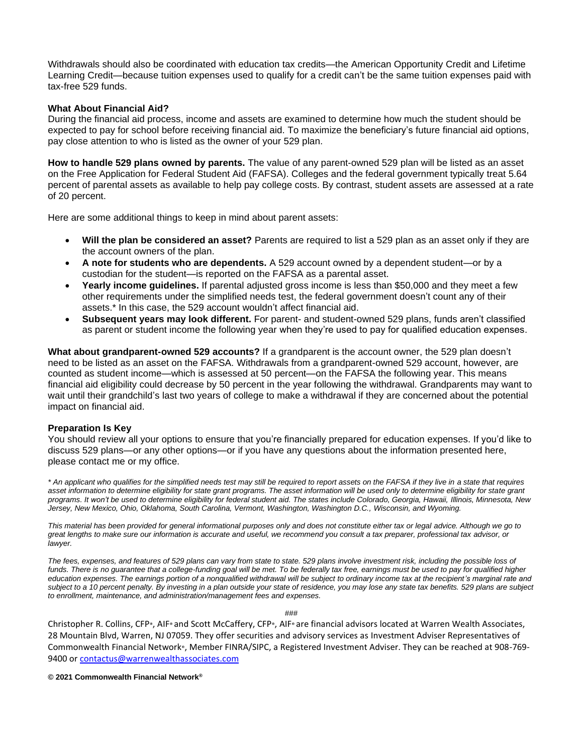Withdrawals should also be coordinated with education tax credits—the American Opportunity Credit and Lifetime Learning Credit—because tuition expenses used to qualify for a credit can't be the same tuition expenses paid with tax-free 529 funds.

**What About Financial Aid?**

During the financial aid process, income and assets are examined to determine how much the student should be expected to pay for school before receiving financial aid. To maximize the beneficiary's future financial aid options, pay close attention to who is listed as the owner of your 529 plan.

**How to handle 529 plans owned by parents.** The value of any parent-owned 529 plan will be listed as an asset on the Free Application for Federal Student Aid (FAFSA). Colleges and the federal government typically treat 5.64 percent of parental assets as available to help pay college costs. By contrast, student assets are assessed at a rate of 20 percent.

Here are some additional things to keep in mind about parent assets:

- **Will the plan be considered an asset?** Parents are required to list a 529 plan as an asset only if they are the account owners of the plan.
- **A note for students who are dependents.** A 529 account owned by a dependent student—or by a custodian for the student—is reported on the FAFSA as a parental asset.
- **Yearly income guidelines.** If parental adjusted gross income is less than $50,000 and they meet a few other requirements under the simplified needs test, the federal government doesn't count any of their assets.* In this case, the 529 account wouldn't affect financial aid.
- **Subsequent years may look different.** For parent- and student-owned 529 plans, funds aren't classified as parent or student income the following year when they're used to pay for qualified education expenses.

**What about grandparent-owned 529 accounts?** If a grandparent is the account owner, the 529 plan doesn't need to be listed as an asset on the FAFSA. Withdrawals from a grandparent-owned 529 account, however, are counted as student income—which is assessed at 50 percent—on the FAFSA the following year. This means financial aid eligibility could decrease by 50 percent in the year following the withdrawal. Grandparents may want to wait until their grandchild's last two years of college to make a withdrawal if they are concerned about the potential impact on financial aid.

**Preparation Is Key**

You should review all your options to ensure that you're financially prepared for education expenses. If you'd like to discuss 529 plans—or any other options—or if you have any questions about the information presented here, please contact me or my office.

*\* An applicant who qualifies for the simplified needs test may still be required to report assets on the FAFSA if they live in a state that requires asset information to determine eligibility for state grant programs. The asset information will be used only to determine eligibility for state grant programs. It won't be used to determine eligibility for federal student aid. The states include Colorado, Georgia, Hawaii, Illinois, Minnesota, New Jersey, New Mexico, Ohio, Oklahoma, South Carolina, Vermont, Washington, Washington D.C., Wisconsin, and Wyoming.*

*This material has been provided for general informational purposes only and does not constitute either tax or legal advice. Although we go to great lengths to make sure our information is accurate and useful, we recommend you consult a tax preparer, professional tax advisor, or lawyer.*

*The fees, expenses, and features of 529 plans can vary from state to state. 529 plans involve investment risk, including the possible loss of funds. There is no guarantee that a college-funding goal will be met. To be federally tax free, earnings must be used to pay for qualified higher education expenses. The earnings portion of a nonqualified withdrawal will be subject to ordinary income tax at the recipient's marginal rate and subject to a 10 percent penalty. By investing in a plan outside your state of residence, you may lose any state tax benefits. 529 plans are subject to enrollment, maintenance, and administration/management fees and expenses.*

###

Christopher R. Collins, CFP®, AIF® and Scott McCaffery, CFP®, AIF® are financial advisors located at Warren Wealth Associates, 28 Mountain Blvd, Warren, NJ 07059. They offer securities and advisory services as Investment Adviser Representatives of Commonwealth Financial Network®, Member FINRA/SIPC, a Registered Investment Adviser. They can be reached at 908-769-9400 or contactus@warrenwealthassociates.com

**© 2021 Commonwealth Financial Network®**